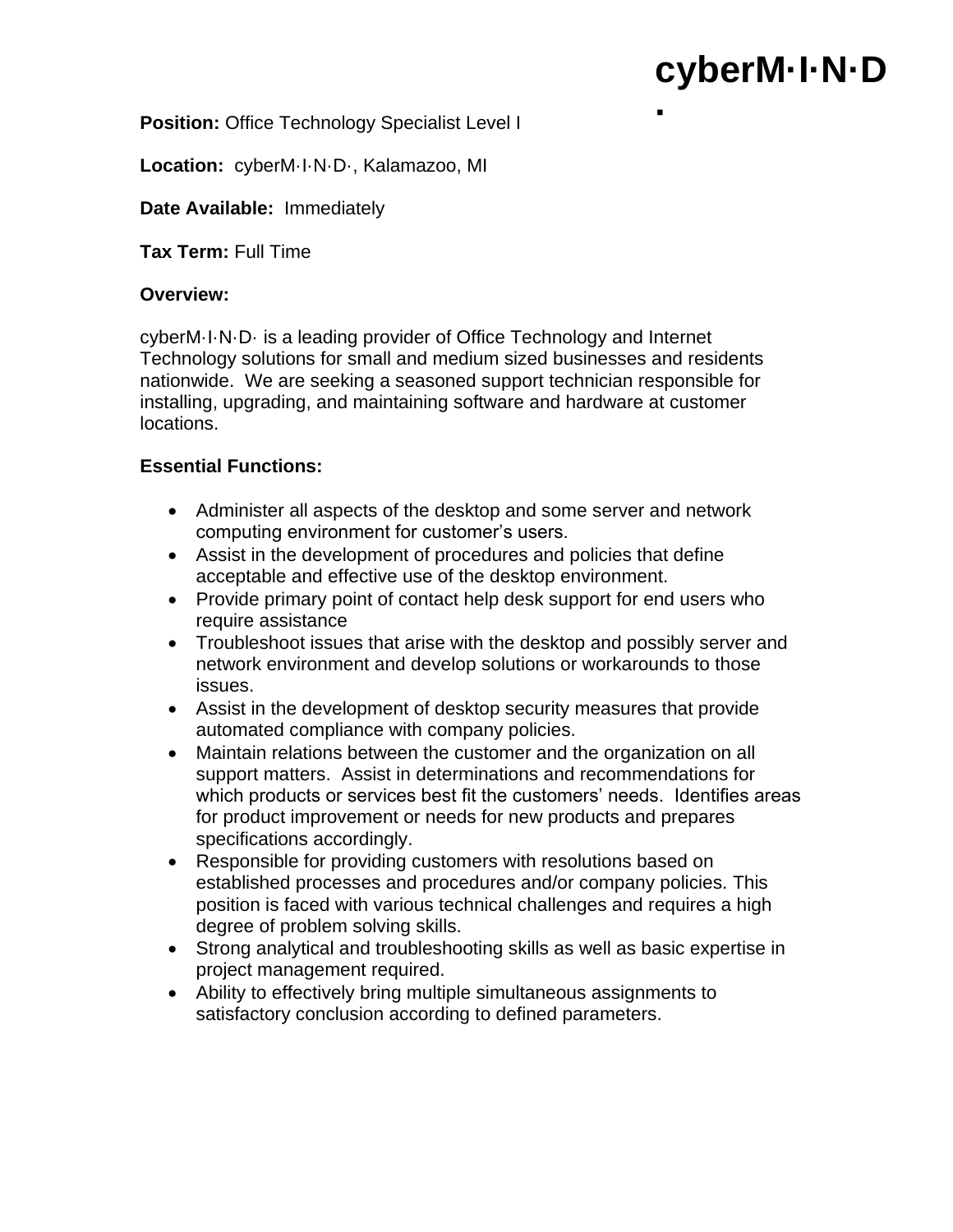# cyberM·I·N·D·

**Position:** Office Technology Specialist Level I

**Location:** cyberM·I·N·D·, Kalamazoo, MI

**Date Available:** Immediately

**Tax Term:** Full Time

**Overview:**

cyberM·I·N·D· is a leading provider of Office Technology and Internet Technology solutions for small and medium sized businesses and residents nationwide. We are seeking a seasoned support technician responsible for installing, upgrading, and maintaining software and hardware at customer locations.

**Essential Functions:**

- Administer all aspects of the desktop and some server and network computing environment for customer's users.
- Assist in the development of procedures and policies that define acceptable and effective use of the desktop environment.
- Provide primary point of contact help desk support for end users who require assistance
- Troubleshoot issues that arise with the desktop and possibly server and network environment and develop solutions or workarounds to those issues.
- Assist in the development of desktop security measures that provide automated compliance with company policies.
- Maintain relations between the customer and the organization on all support matters. Assist in determinations and recommendations for which products or services best fit the customers' needs. Identifies areas for product improvement or needs for new products and prepares specifications accordingly.
- Responsible for providing customers with resolutions based on established processes and procedures and/or company policies. This position is faced with various technical challenges and requires a high degree of problem solving skills.
- Strong analytical and troubleshooting skills as well as basic expertise in project management required.
- Ability to effectively bring multiple simultaneous assignments to satisfactory conclusion according to defined parameters.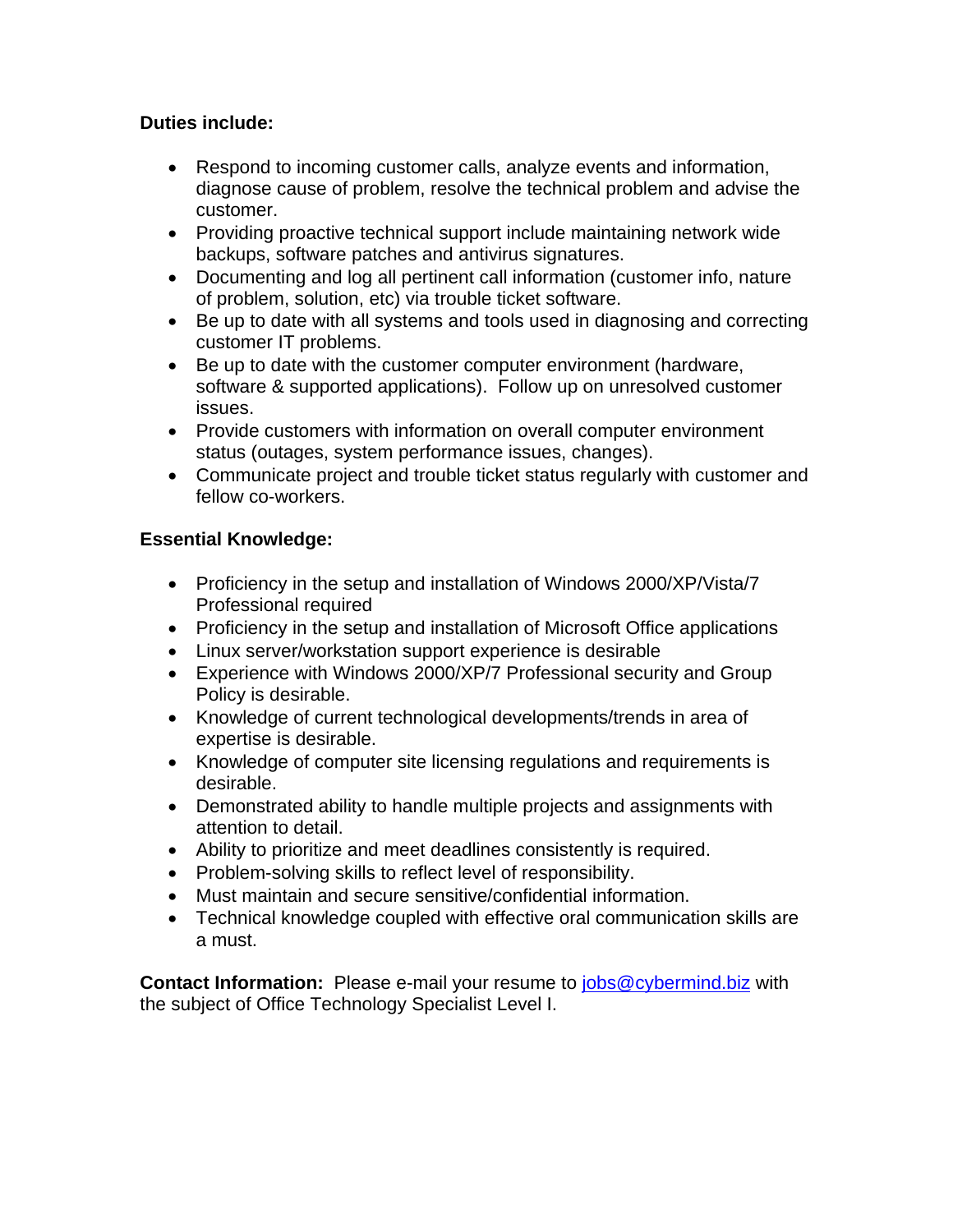**Duties include:**

- Respond to incoming customer calls, analyze events and information, diagnose cause of problem, resolve the technical problem and advise the customer.
- Providing proactive technical support include maintaining network wide backups, software patches and antivirus signatures.
- Documenting and log all pertinent call information (customer info, nature of problem, solution, etc) via trouble ticket software.
- Be up to date with all systems and tools used in diagnosing and correcting customer IT problems.
- Be up to date with the customer computer environment (hardware, software & supported applications). Follow up on unresolved customer issues.
- Provide customers with information on overall computer environment status (outages, system performance issues, changes).
- Communicate project and trouble ticket status regularly with customer and fellow co-workers.

**Essential Knowledge:**

- Proficiency in the setup and installation of Windows 2000/XP/Vista/7 Professional required
- Proficiency in the setup and installation of Microsoft Office applications
- Linux server/workstation support experience is desirable
- Experience with Windows 2000/XP/7 Professional security and Group Policy is desirable.
- Knowledge of current technological developments/trends in area of expertise is desirable.
- Knowledge of computer site licensing regulations and requirements is desirable.
- Demonstrated ability to handle multiple projects and assignments with attention to detail.
- Ability to prioritize and meet deadlines consistently is required.
- Problem-solving skills to reflect level of responsibility.
- Must maintain and secure sensitive/confidential information.
- Technical knowledge coupled with effective oral communication skills are a must.

**Contact Information:** Please e-mail your resume to jobs@cybermind.biz with the subject of Office Technology Specialist Level I.